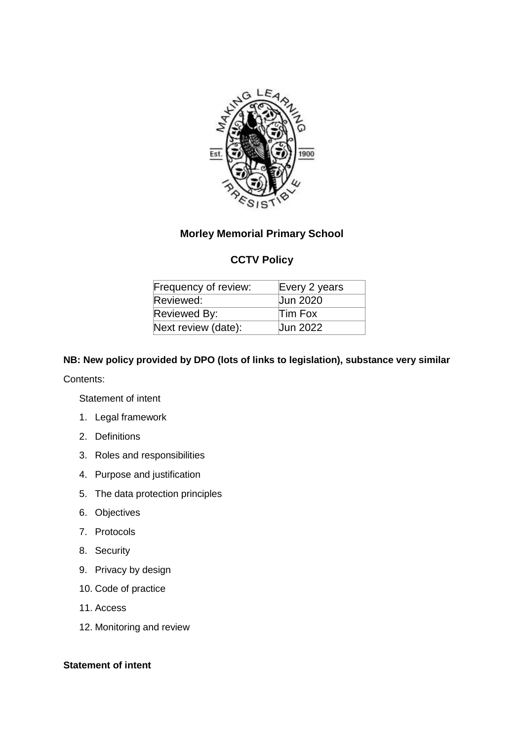# Morley Memorial Primary School

## CCTV Policy

| Frequency of review: | Every 2 years |
|---|---|
| Reviewed: | Jun 2020 |
| Reviewed By: | Tim Fox |
| Next review (date): | Jun 2022 |

**NB: New policy provided by DPO (lots of links to legislation), substance very similar**

Contents:

Statement of intent

1. Legal framework
2. Definitions
3. Roles and responsibilities
4. Purpose and justification
5. The data protection principles
6. Objectives
7. Protocols
8. Security
9. Privacy by design
10. Code of practice
11. Access
12. Monitoring and review

**Statement of intent**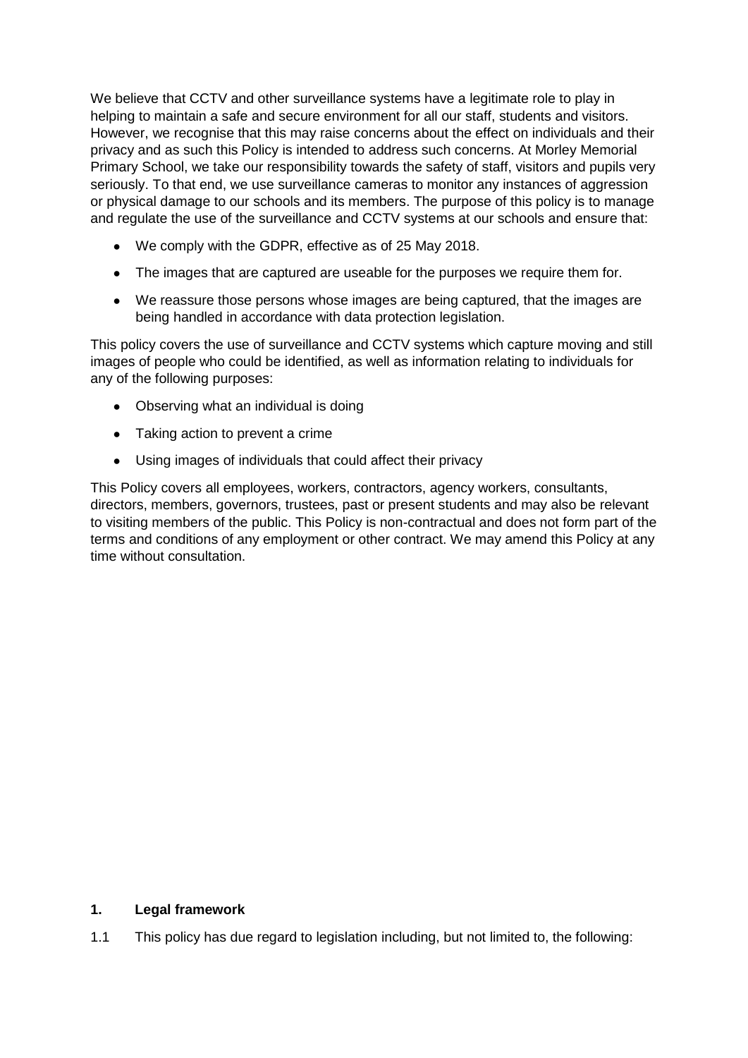We believe that CCTV and other surveillance systems have a legitimate role to play in helping to maintain a safe and secure environment for all our staff, students and visitors. However, we recognise that this may raise concerns about the effect on individuals and their privacy and as such this Policy is intended to address such concerns. At Morley Memorial Primary School, we take our responsibility towards the safety of staff, visitors and pupils very seriously. To that end, we use surveillance cameras to monitor any instances of aggression or physical damage to our schools and its members. The purpose of this policy is to manage and regulate the use of the surveillance and CCTV systems at our schools and ensure that:

- We comply with the GDPR, effective as of 25 May 2018.
- The images that are captured are useable for the purposes we require them for.
- We reassure those persons whose images are being captured, that the images are being handled in accordance with data protection legislation.

This policy covers the use of surveillance and CCTV systems which capture moving and still images of people who could be identified, as well as information relating to individuals for any of the following purposes:

- Observing what an individual is doing
- Taking action to prevent a crime
- Using images of individuals that could affect their privacy

This Policy covers all employees, workers, contractors, agency workers, consultants, directors, members, governors, trustees, past or present students and may also be relevant to visiting members of the public. This Policy is non-contractual and does not form part of the terms and conditions of any employment or other contract. We may amend this Policy at any time without consultation.

## 1. Legal framework

1.1 This policy has due regard to legislation including, but not limited to, the following: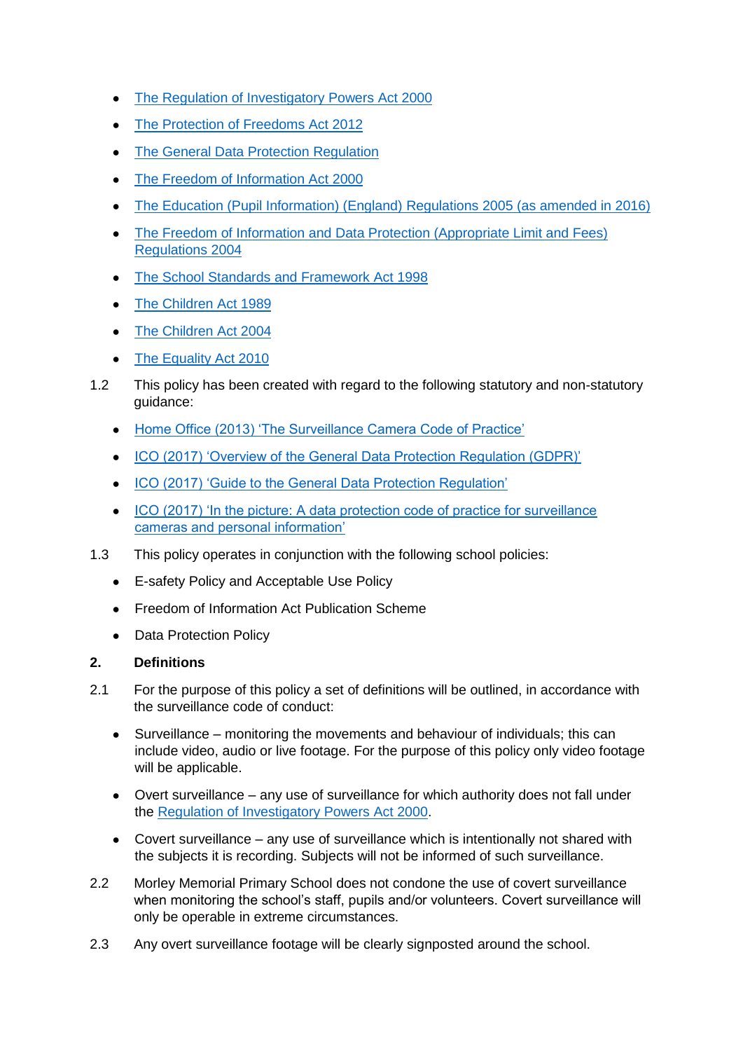- The Regulation of Investigatory Powers Act 2000
- The Protection of Freedoms Act 2012
- The General Data Protection Regulation
- The Freedom of Information Act 2000
- The Education (Pupil Information) (England) Regulations 2005 (as amended in 2016)
- The Freedom of Information and Data Protection (Appropriate Limit and Fees) Regulations 2004
- The School Standards and Framework Act 1998
- The Children Act 1989
- The Children Act 2004
- The Equality Act 2010

1.2 This policy has been created with regard to the following statutory and non-statutory guidance:

- Home Office (2013) 'The Surveillance Camera Code of Practice'
- ICO (2017) 'Overview of the General Data Protection Regulation (GDPR)'
- ICO (2017) 'Guide to the General Data Protection Regulation'
- ICO (2017) 'In the picture: A data protection code of practice for surveillance cameras and personal information'

1.3 This policy operates in conjunction with the following school policies:

- E-safety Policy and Acceptable Use Policy
- Freedom of Information Act Publication Scheme
- Data Protection Policy

## 2. Definitions

2.1 For the purpose of this policy a set of definitions will be outlined, in accordance with the surveillance code of conduct:

- Surveillance – monitoring the movements and behaviour of individuals; this can include video, audio or live footage. For the purpose of this policy only video footage will be applicable.
- Overt surveillance – any use of surveillance for which authority does not fall under the Regulation of Investigatory Powers Act 2000.
- Covert surveillance – any use of surveillance which is intentionally not shared with the subjects it is recording. Subjects will not be informed of such surveillance.

2.2 Morley Memorial Primary School does not condone the use of covert surveillance when monitoring the school's staff, pupils and/or volunteers. Covert surveillance will only be operable in extreme circumstances.

2.3 Any overt surveillance footage will be clearly signposted around the school.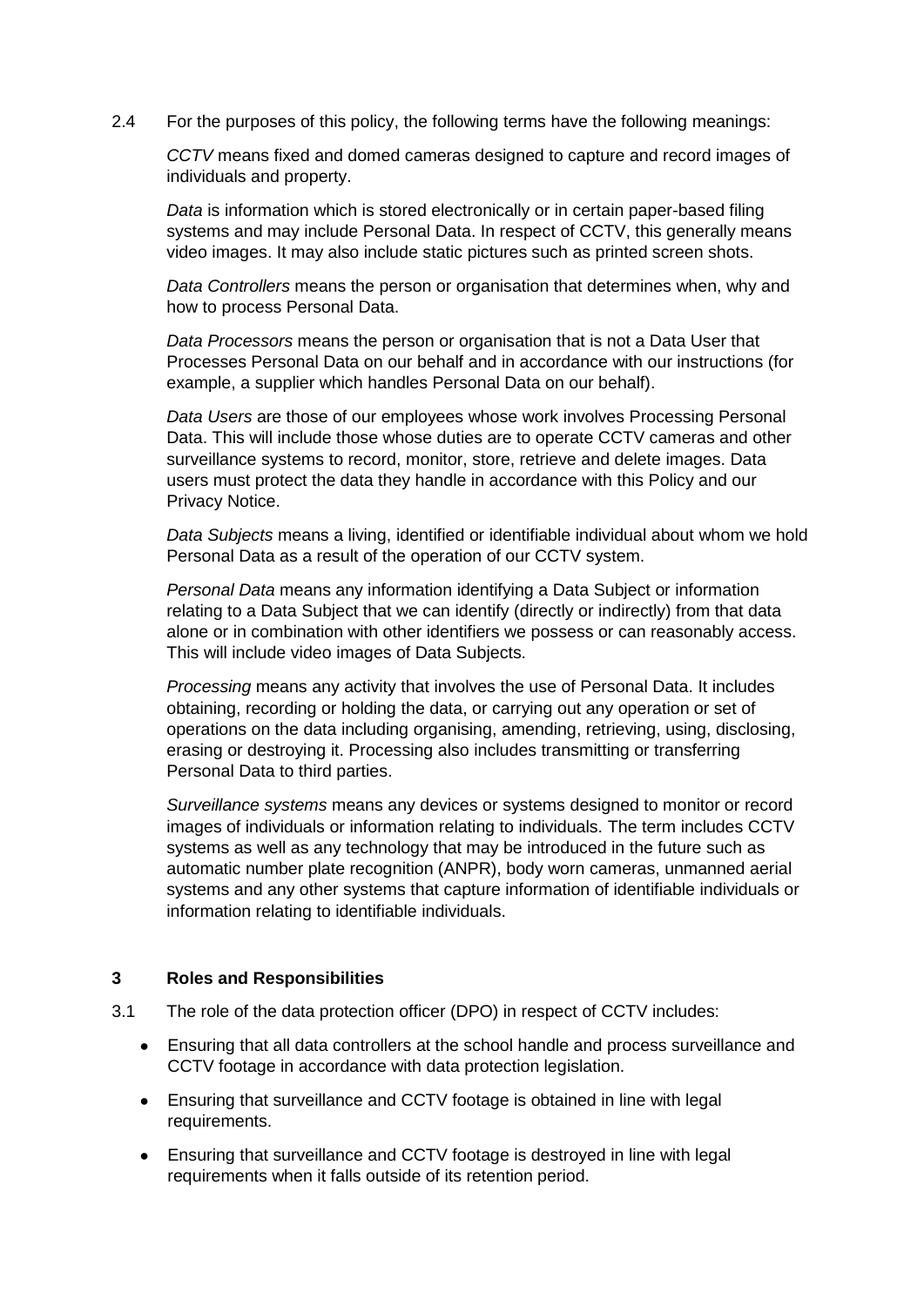2.4 For the purposes of this policy, the following terms have the following meanings:

*CCTV* means fixed and domed cameras designed to capture and record images of individuals and property.

*Data* is information which is stored electronically or in certain paper-based filing systems and may include Personal Data. In respect of CCTV, this generally means video images. It may also include static pictures such as printed screen shots.

*Data Controllers* means the person or organisation that determines when, why and how to process Personal Data.

*Data Processors* means the person or organisation that is not a Data User that Processes Personal Data on our behalf and in accordance with our instructions (for example, a supplier which handles Personal Data on our behalf).

*Data Users* are those of our employees whose work involves Processing Personal Data. This will include those whose duties are to operate CCTV cameras and other surveillance systems to record, monitor, store, retrieve and delete images. Data users must protect the data they handle in accordance with this Policy and our Privacy Notice.

*Data Subjects* means a living, identified or identifiable individual about whom we hold Personal Data as a result of the operation of our CCTV system.

*Personal Data* means any information identifying a Data Subject or information relating to a Data Subject that we can identify (directly or indirectly) from that data alone or in combination with other identifiers we possess or can reasonably access. This will include video images of Data Subjects.

*Processing* means any activity that involves the use of Personal Data. It includes obtaining, recording or holding the data, or carrying out any operation or set of operations on the data including organising, amending, retrieving, using, disclosing, erasing or destroying it. Processing also includes transmitting or transferring Personal Data to third parties.

*Surveillance systems* means any devices or systems designed to monitor or record images of individuals or information relating to individuals. The term includes CCTV systems as well as any technology that may be introduced in the future such as automatic number plate recognition (ANPR), body worn cameras, unmanned aerial systems and any other systems that capture information of identifiable individuals or information relating to identifiable individuals.

## 3 Roles and Responsibilities

3.1 The role of the data protection officer (DPO) in respect of CCTV includes:

- Ensuring that all data controllers at the school handle and process surveillance and CCTV footage in accordance with data protection legislation.
- Ensuring that surveillance and CCTV footage is obtained in line with legal requirements.
- Ensuring that surveillance and CCTV footage is destroyed in line with legal requirements when it falls outside of its retention period.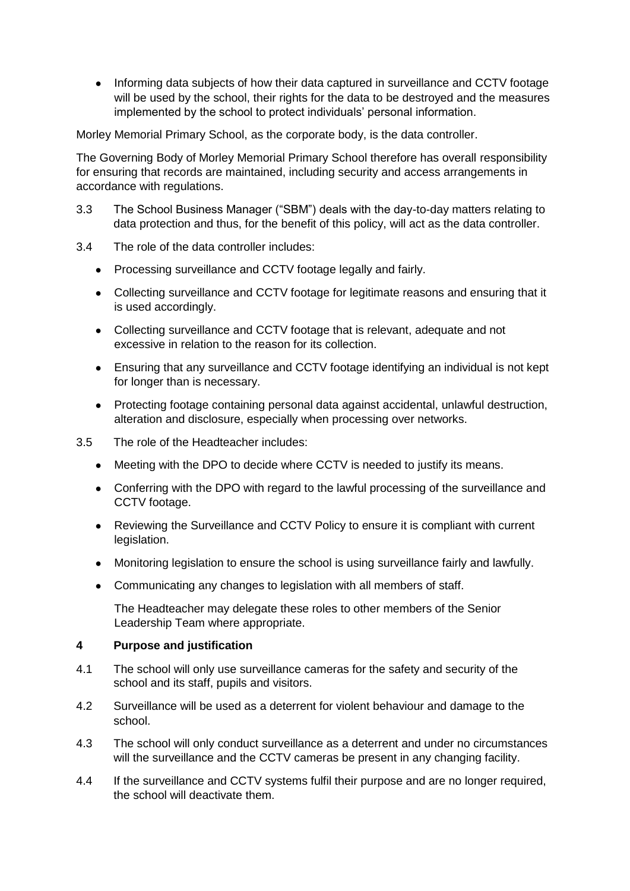- Informing data subjects of how their data captured in surveillance and CCTV footage will be used by the school, their rights for the data to be destroyed and the measures implemented by the school to protect individuals' personal information.

Morley Memorial Primary School, as the corporate body, is the data controller.

The Governing Body of Morley Memorial Primary School therefore has overall responsibility for ensuring that records are maintained, including security and access arrangements in accordance with regulations.

3.3 The School Business Manager ("SBM") deals with the day-to-day matters relating to data protection and thus, for the benefit of this policy, will act as the data controller.

3.4 The role of the data controller includes:

- Processing surveillance and CCTV footage legally and fairly.
- Collecting surveillance and CCTV footage for legitimate reasons and ensuring that it is used accordingly.
- Collecting surveillance and CCTV footage that is relevant, adequate and not excessive in relation to the reason for its collection.
- Ensuring that any surveillance and CCTV footage identifying an individual is not kept for longer than is necessary.
- Protecting footage containing personal data against accidental, unlawful destruction, alteration and disclosure, especially when processing over networks.

3.5 The role of the Headteacher includes:

- Meeting with the DPO to decide where CCTV is needed to justify its means.
- Conferring with the DPO with regard to the lawful processing of the surveillance and CCTV footage.
- Reviewing the Surveillance and CCTV Policy to ensure it is compliant with current legislation.
- Monitoring legislation to ensure the school is using surveillance fairly and lawfully.
- Communicating any changes to legislation with all members of staff.

The Headteacher may delegate these roles to other members of the Senior Leadership Team where appropriate.

## 4 Purpose and justification

4.1 The school will only use surveillance cameras for the safety and security of the school and its staff, pupils and visitors.

4.2 Surveillance will be used as a deterrent for violent behaviour and damage to the school.

4.3 The school will only conduct surveillance as a deterrent and under no circumstances will the surveillance and the CCTV cameras be present in any changing facility.

4.4 If the surveillance and CCTV systems fulfil their purpose and are no longer required, the school will deactivate them.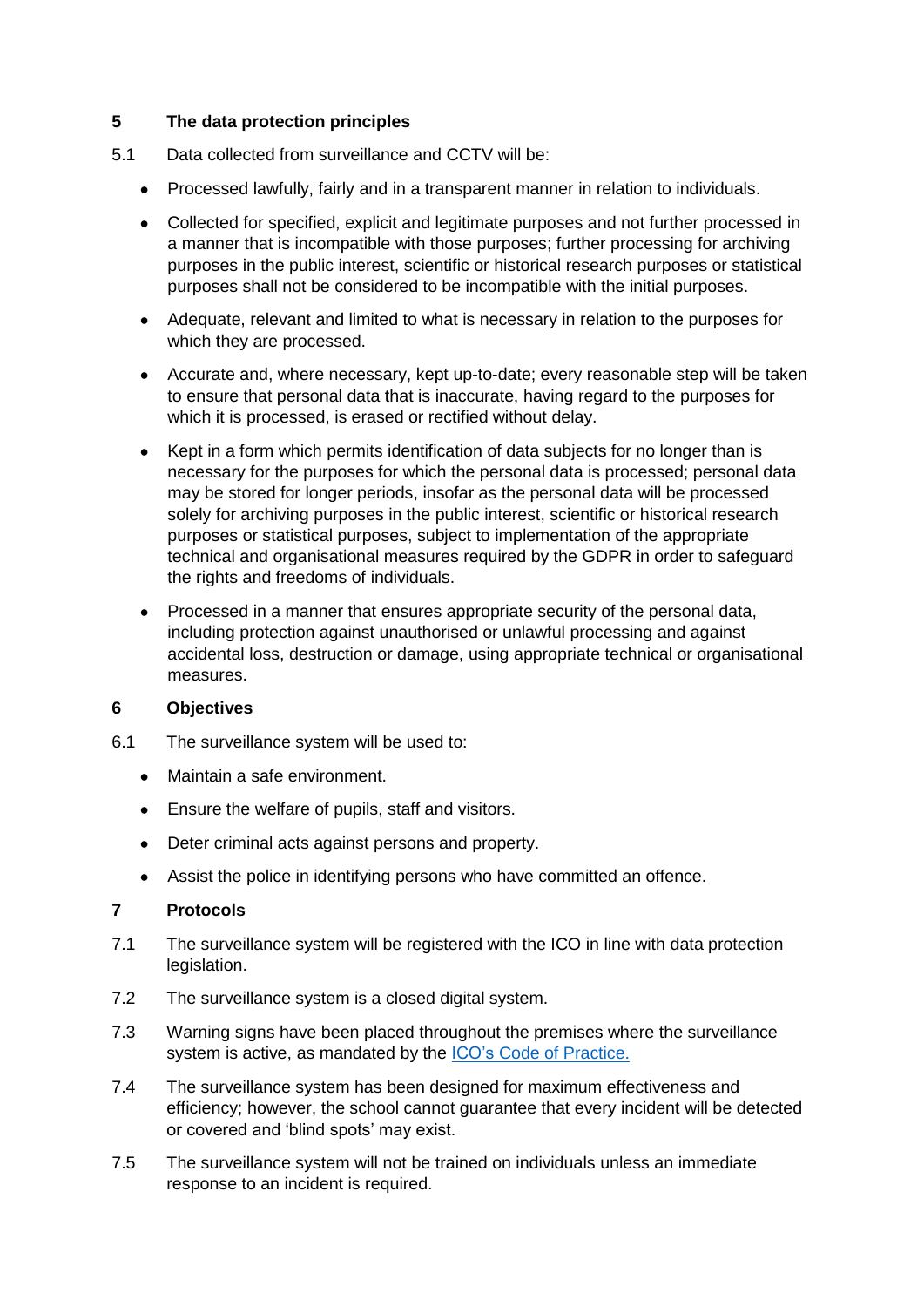## 5 The data protection principles

5.1 Data collected from surveillance and CCTV will be:

- Processed lawfully, fairly and in a transparent manner in relation to individuals.
- Collected for specified, explicit and legitimate purposes and not further processed in a manner that is incompatible with those purposes; further processing for archiving purposes in the public interest, scientific or historical research purposes or statistical purposes shall not be considered to be incompatible with the initial purposes.
- Adequate, relevant and limited to what is necessary in relation to the purposes for which they are processed.
- Accurate and, where necessary, kept up-to-date; every reasonable step will be taken to ensure that personal data that is inaccurate, having regard to the purposes for which it is processed, is erased or rectified without delay.
- Kept in a form which permits identification of data subjects for no longer than is necessary for the purposes for which the personal data is processed; personal data may be stored for longer periods, insofar as the personal data will be processed solely for archiving purposes in the public interest, scientific or historical research purposes or statistical purposes, subject to implementation of the appropriate technical and organisational measures required by the GDPR in order to safeguard the rights and freedoms of individuals.
- Processed in a manner that ensures appropriate security of the personal data, including protection against unauthorised or unlawful processing and against accidental loss, destruction or damage, using appropriate technical or organisational measures.

## 6 Objectives

6.1 The surveillance system will be used to:

- Maintain a safe environment.
- Ensure the welfare of pupils, staff and visitors.
- Deter criminal acts against persons and property.
- Assist the police in identifying persons who have committed an offence.

## 7 Protocols

7.1 The surveillance system will be registered with the ICO in line with data protection legislation.

7.2 The surveillance system is a closed digital system.

7.3 Warning signs have been placed throughout the premises where the surveillance system is active, as mandated by the [ICO's Code of Practice.]

7.4 The surveillance system has been designed for maximum effectiveness and efficiency; however, the school cannot guarantee that every incident will be detected or covered and 'blind spots' may exist.

7.5 The surveillance system will not be trained on individuals unless an immediate response to an incident is required.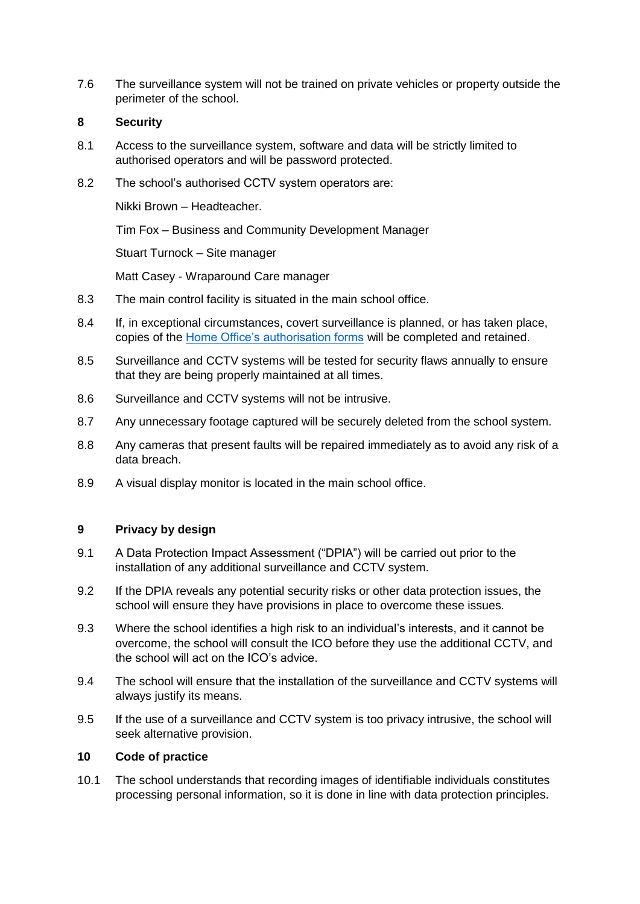7.6 The surveillance system will not be trained on private vehicles or property outside the perimeter of the school.

## 8 Security

8.1 Access to the surveillance system, software and data will be strictly limited to authorised operators and will be password protected.

8.2 The school's authorised CCTV system operators are:

Nikki Brown – Headteacher.

Tim Fox – Business and Community Development Manager

Stuart Turnock – Site manager

Matt Casey - Wraparound Care manager

8.3 The main control facility is situated in the main school office.

8.4 If, in exceptional circumstances, covert surveillance is planned, or has taken place, copies of the [Home Office's authorisation forms] will be completed and retained.

8.5 Surveillance and CCTV systems will be tested for security flaws annually to ensure that they are being properly maintained at all times.

8.6 Surveillance and CCTV systems will not be intrusive.

8.7 Any unnecessary footage captured will be securely deleted from the school system.

8.8 Any cameras that present faults will be repaired immediately as to avoid any risk of a data breach.

8.9 A visual display monitor is located in the main school office.

## 9 Privacy by design

9.1 A Data Protection Impact Assessment ("DPIA") will be carried out prior to the installation of any additional surveillance and CCTV system.

9.2 If the DPIA reveals any potential security risks or other data protection issues, the school will ensure they have provisions in place to overcome these issues.

9.3 Where the school identifies a high risk to an individual's interests, and it cannot be overcome, the school will consult the ICO before they use the additional CCTV, and the school will act on the ICO's advice.

9.4 The school will ensure that the installation of the surveillance and CCTV systems will always justify its means.

9.5 If the use of a surveillance and CCTV system is too privacy intrusive, the school will seek alternative provision.

## 10 Code of practice

10.1 The school understands that recording images of identifiable individuals constitutes processing personal information, so it is done in line with data protection principles.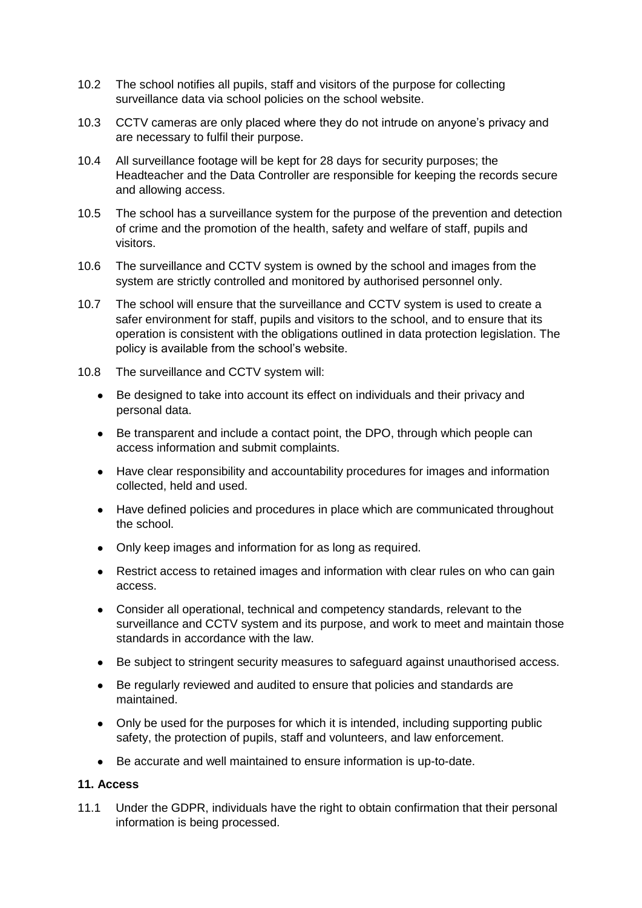10.2 The school notifies all pupils, staff and visitors of the purpose for collecting surveillance data via school policies on the school website.

10.3 CCTV cameras are only placed where they do not intrude on anyone's privacy and are necessary to fulfil their purpose.

10.4 All surveillance footage will be kept for 28 days for security purposes; the Headteacher and the Data Controller are responsible for keeping the records secure and allowing access.

10.5 The school has a surveillance system for the purpose of the prevention and detection of crime and the promotion of the health, safety and welfare of staff, pupils and visitors.

10.6 The surveillance and CCTV system is owned by the school and images from the system are strictly controlled and monitored by authorised personnel only.

10.7 The school will ensure that the surveillance and CCTV system is used to create a safer environment for staff, pupils and visitors to the school, and to ensure that its operation is consistent with the obligations outlined in data protection legislation. The policy is available from the school's website.

10.8 The surveillance and CCTV system will:

- Be designed to take into account its effect on individuals and their privacy and personal data.
- Be transparent and include a contact point, the DPO, through which people can access information and submit complaints.
- Have clear responsibility and accountability procedures for images and information collected, held and used.
- Have defined policies and procedures in place which are communicated throughout the school.
- Only keep images and information for as long as required.
- Restrict access to retained images and information with clear rules on who can gain access.
- Consider all operational, technical and competency standards, relevant to the surveillance and CCTV system and its purpose, and work to meet and maintain those standards in accordance with the law.
- Be subject to stringent security measures to safeguard against unauthorised access.
- Be regularly reviewed and audited to ensure that policies and standards are maintained.
- Only be used for the purposes for which it is intended, including supporting public safety, the protection of pupils, staff and volunteers, and law enforcement.
- Be accurate and well maintained to ensure information is up-to-date.

**11. Access**

11.1 Under the GDPR, individuals have the right to obtain confirmation that their personal information is being processed.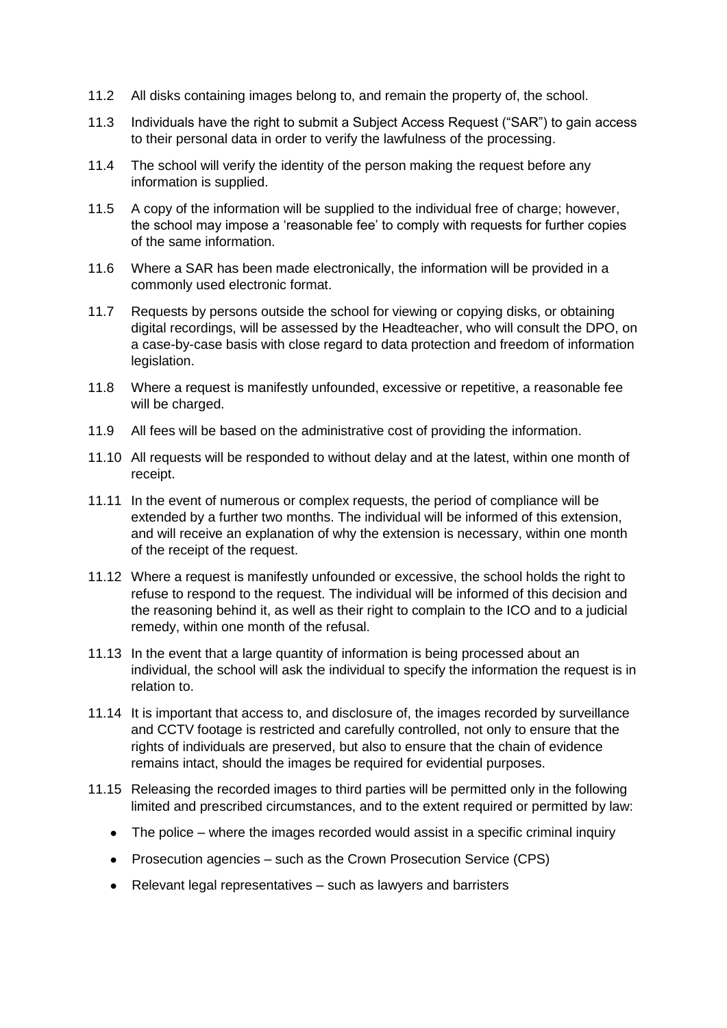11.2 All disks containing images belong to, and remain the property of, the school.

11.3 Individuals have the right to submit a Subject Access Request ("SAR") to gain access to their personal data in order to verify the lawfulness of the processing.

11.4 The school will verify the identity of the person making the request before any information is supplied.

11.5 A copy of the information will be supplied to the individual free of charge; however, the school may impose a 'reasonable fee' to comply with requests for further copies of the same information.

11.6 Where a SAR has been made electronically, the information will be provided in a commonly used electronic format.

11.7 Requests by persons outside the school for viewing or copying disks, or obtaining digital recordings, will be assessed by the Headteacher, who will consult the DPO, on a case-by-case basis with close regard to data protection and freedom of information legislation.

11.8 Where a request is manifestly unfounded, excessive or repetitive, a reasonable fee will be charged.

11.9 All fees will be based on the administrative cost of providing the information.

11.10 All requests will be responded to without delay and at the latest, within one month of receipt.

11.11 In the event of numerous or complex requests, the period of compliance will be extended by a further two months. The individual will be informed of this extension, and will receive an explanation of why the extension is necessary, within one month of the receipt of the request.

11.12 Where a request is manifestly unfounded or excessive, the school holds the right to refuse to respond to the request. The individual will be informed of this decision and the reasoning behind it, as well as their right to complain to the ICO and to a judicial remedy, within one month of the refusal.

11.13 In the event that a large quantity of information is being processed about an individual, the school will ask the individual to specify the information the request is in relation to.

11.14 It is important that access to, and disclosure of, the images recorded by surveillance and CCTV footage is restricted and carefully controlled, not only to ensure that the rights of individuals are preserved, but also to ensure that the chain of evidence remains intact, should the images be required for evidential purposes.

11.15 Releasing the recorded images to third parties will be permitted only in the following limited and prescribed circumstances, and to the extent required or permitted by law:

- The police – where the images recorded would assist in a specific criminal inquiry
- Prosecution agencies – such as the Crown Prosecution Service (CPS)
- Relevant legal representatives – such as lawyers and barristers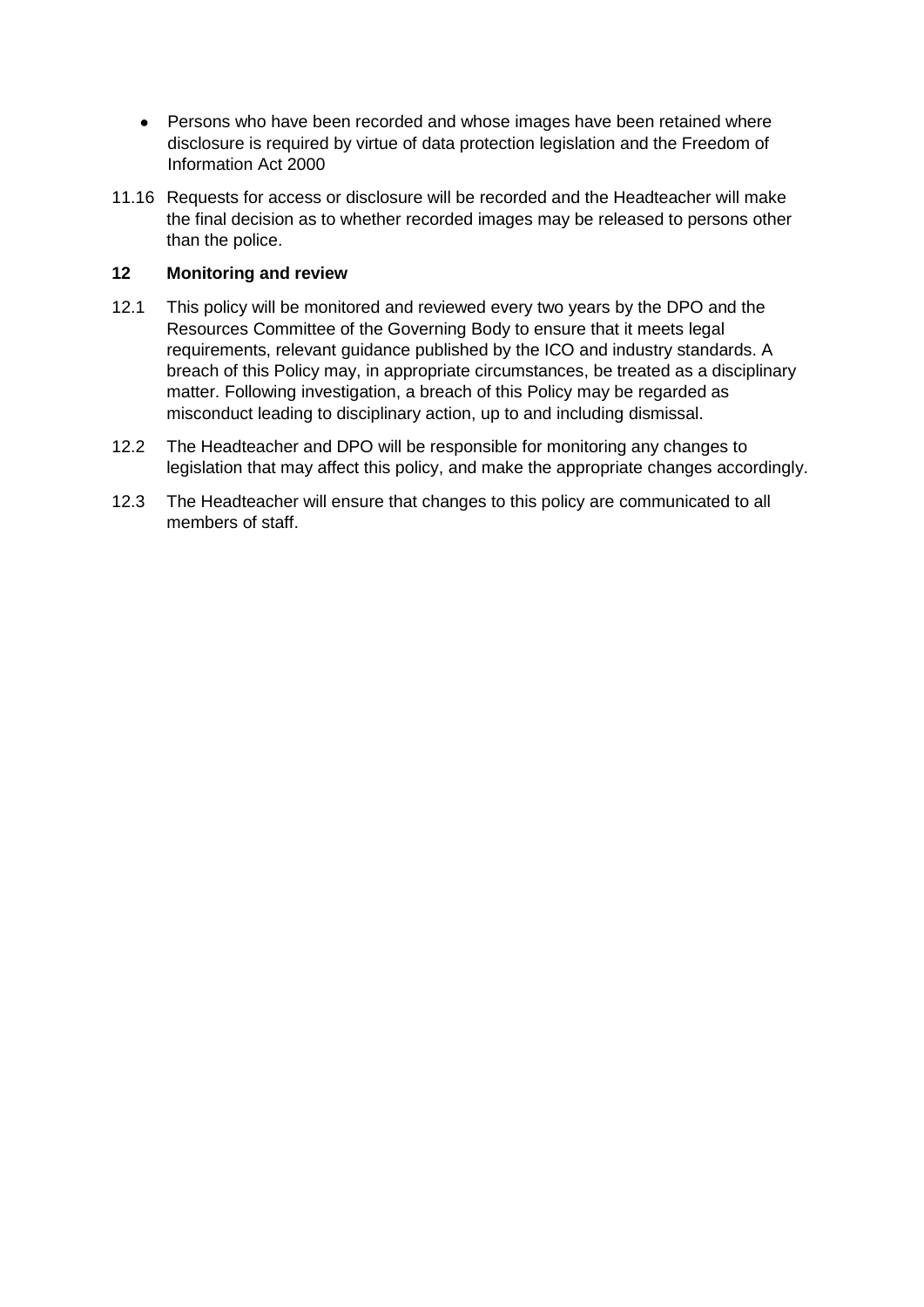- Persons who have been recorded and whose images have been retained where disclosure is required by virtue of data protection legislation and the Freedom of Information Act 2000

11.16 Requests for access or disclosure will be recorded and the Headteacher will make the final decision as to whether recorded images may be released to persons other than the police.

## 12 Monitoring and review

12.1 This policy will be monitored and reviewed every two years by the DPO and the Resources Committee of the Governing Body to ensure that it meets legal requirements, relevant guidance published by the ICO and industry standards. A breach of this Policy may, in appropriate circumstances, be treated as a disciplinary matter. Following investigation, a breach of this Policy may be regarded as misconduct leading to disciplinary action, up to and including dismissal.

12.2 The Headteacher and DPO will be responsible for monitoring any changes to legislation that may affect this policy, and make the appropriate changes accordingly.

12.3 The Headteacher will ensure that changes to this policy are communicated to all members of staff.